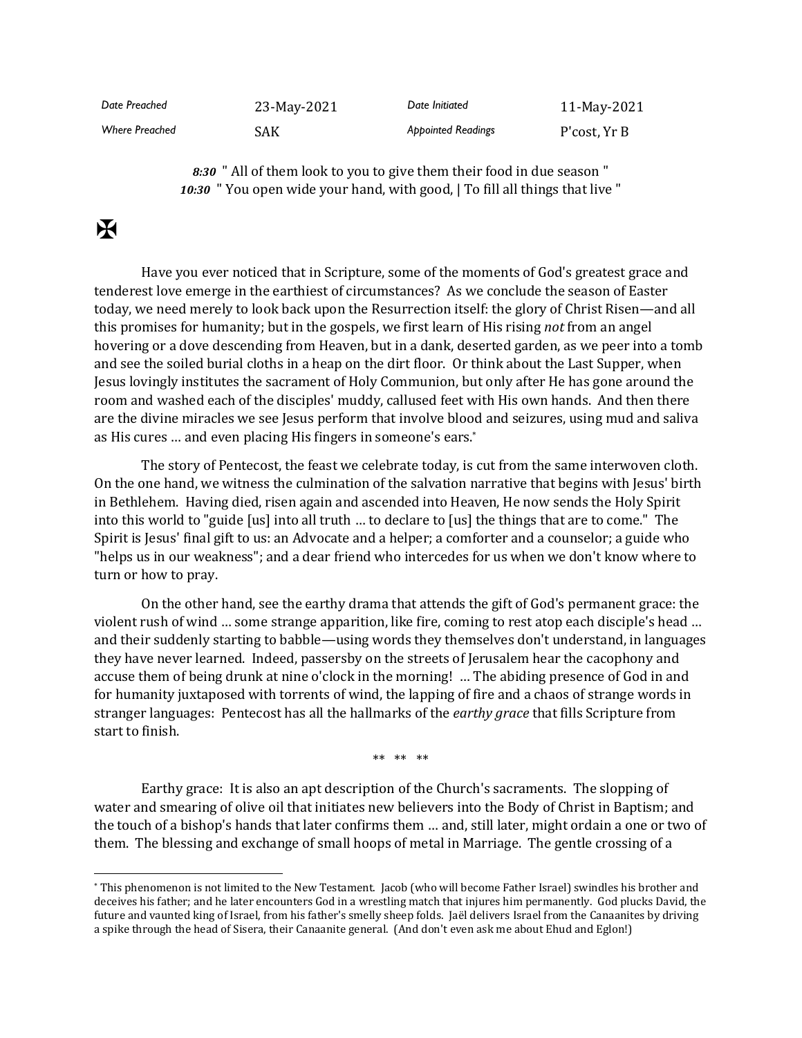| *Date Preached* | 23-May-2021 | *Date Initiated* | 11-May-2021 |
|---|---|---|---|
| *Where Preached* | SAK | *Appointed Readings* | P'cost, Yr B |

***8:30*** " All of them look to you to give them their food in due season "
***10:30*** " You open wide your hand, with good, | To fill all things that live "

✠

Have you ever noticed that in Scripture, some of the moments of God's greatest grace and tenderest love emerge in the earthiest of circumstances? As we conclude the season of Easter today, we need merely to look back upon the Resurrection itself: the glory of Christ Risen—and all this promises for humanity; but in the gospels, we first learn of His rising *not* from an angel hovering or a dove descending from Heaven, but in a dank, deserted garden, as we peer into a tomb and see the soiled burial cloths in a heap on the dirt floor. Or think about the Last Supper, when Jesus lovingly institutes the sacrament of Holy Communion, but only after He has gone around the room and washed each of the disciples' muddy, callused feet with His own hands. And then there are the divine miracles we see Jesus perform that involve blood and seizures, using mud and saliva as His cures … and even placing His fingers in someone's ears.*

The story of Pentecost, the feast we celebrate today, is cut from the same interwoven cloth. On the one hand, we witness the culmination of the salvation narrative that begins with Jesus' birth in Bethlehem. Having died, risen again and ascended into Heaven, He now sends the Holy Spirit into this world to "guide [us] into all truth … to declare to [us] the things that are to come." The Spirit is Jesus' final gift to us: an Advocate and a helper; a comforter and a counselor; a guide who "helps us in our weakness"; and a dear friend who intercedes for us when we don't know where to turn or how to pray.

On the other hand, see the earthy drama that attends the gift of God's permanent grace: the violent rush of wind … some strange apparition, like fire, coming to rest atop each disciple's head … and their suddenly starting to babble—using words they themselves don't understand, in languages they have never learned. Indeed, passersby on the streets of Jerusalem hear the cacophony and accuse them of being drunk at nine o'clock in the morning! … The abiding presence of God in and for humanity juxtaposed with torrents of wind, the lapping of fire and a chaos of strange words in stranger languages: Pentecost has all the hallmarks of the *earthy grace* that fills Scripture from start to finish.

** ** **

Earthy grace: It is also an apt description of the Church's sacraments. The slopping of water and smearing of olive oil that initiates new believers into the Body of Christ in Baptism; and the touch of a bishop's hands that later confirms them … and, still later, might ordain a one or two of them. The blessing and exchange of small hoops of metal in Marriage. The gentle crossing of a

---

* This phenomenon is not limited to the New Testament. Jacob (who will become Father Israel) swindles his brother and deceives his father; and he later encounters God in a wrestling match that injures him permanently. God plucks David, the future and vaunted king of Israel, from his father's smelly sheep folds. Jaël delivers Israel from the Canaanites by driving a spike through the head of Sisera, their Canaanite general. (And don't even ask me about Ehud and Eglon!)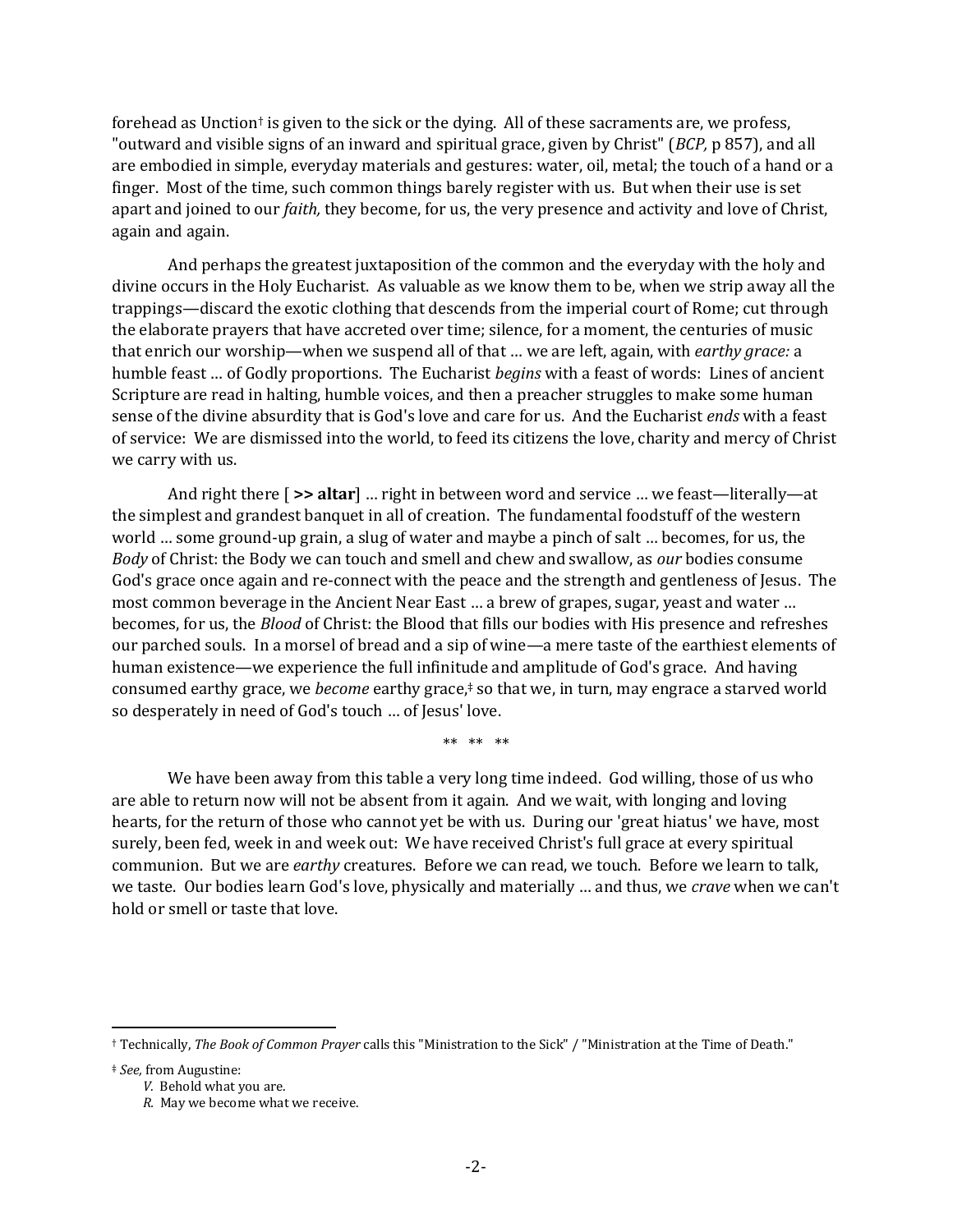forehead as Unction† is given to the sick or the dying. All of these sacraments are, we profess, "outward and visible signs of an inward and spiritual grace, given by Christ" (*BCP,* p 857), and all are embodied in simple, everyday materials and gestures: water, oil, metal; the touch of a hand or a finger. Most of the time, such common things barely register with us. But when their use is set apart and joined to our *faith,* they become, for us, the very presence and activity and love of Christ, again and again.

And perhaps the greatest juxtaposition of the common and the everyday with the holy and divine occurs in the Holy Eucharist. As valuable as we know them to be, when we strip away all the trappings—discard the exotic clothing that descends from the imperial court of Rome; cut through the elaborate prayers that have accreted over time; silence, for a moment, the centuries of music that enrich our worship—when we suspend all of that … we are left, again, with *earthy grace:* a humble feast … of Godly proportions. The Eucharist *begins* with a feast of words: Lines of ancient Scripture are read in halting, humble voices, and then a preacher struggles to make some human sense of the divine absurdity that is God's love and care for us. And the Eucharist *ends* with a feast of service: We are dismissed into the world, to feed its citizens the love, charity and mercy of Christ we carry with us.

And right there [ **>> altar**] … right in between word and service … we feast—literally—at the simplest and grandest banquet in all of creation. The fundamental foodstuff of the western world … some ground-up grain, a slug of water and maybe a pinch of salt … becomes, for us, the *Body* of Christ: the Body we can touch and smell and chew and swallow, as *our* bodies consume God's grace once again and re-connect with the peace and the strength and gentleness of Jesus. The most common beverage in the Ancient Near East … a brew of grapes, sugar, yeast and water … becomes, for us, the *Blood* of Christ: the Blood that fills our bodies with His presence and refreshes our parched souls. In a morsel of bread and a sip of wine—a mere taste of the earthiest elements of human existence—we experience the full infinitude and amplitude of God's grace. And having consumed earthy grace, we *become* earthy grace,‡ so that we, in turn, may engrace a starved world so desperately in need of God's touch … of Jesus' love.

** ** **

We have been away from this table a very long time indeed. God willing, those of us who are able to return now will not be absent from it again. And we wait, with longing and loving hearts, for the return of those who cannot yet be with us. During our 'great hiatus' we have, most surely, been fed, week in and week out: We have received Christ's full grace at every spiritual communion. But we are *earthy* creatures. Before we can read, we touch. Before we learn to talk, we taste. Our bodies learn God's love, physically and materially … and thus, we *crave* when we can't hold or smell or taste that love.

---

† Technically, *The Book of Common Prayer* calls this "Ministration to the Sick" / "Ministration at the Time of Death."

‡ *See,* from Augustine:
*V.* Behold what you are.
*R.* May we become what we receive.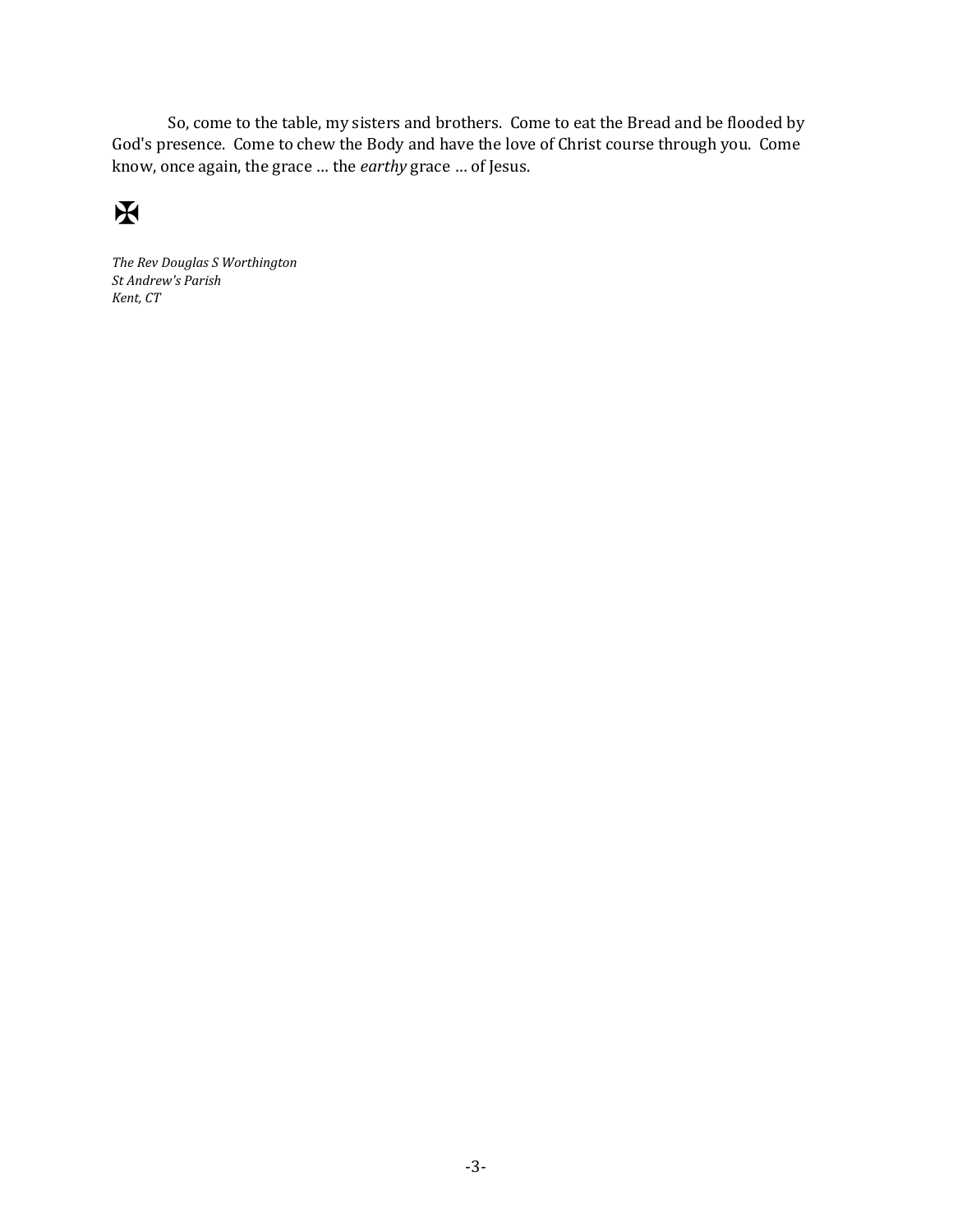So, come to the table, my sisters and brothers. Come to eat the Bread and be flooded by God's presence. Come to chew the Body and have the love of Christ course through you. Come know, once again, the grace … the *earthy* grace … of Jesus.

✠

*The Rev Douglas S Worthington*
*St Andrew's Parish*
*Kent, CT*